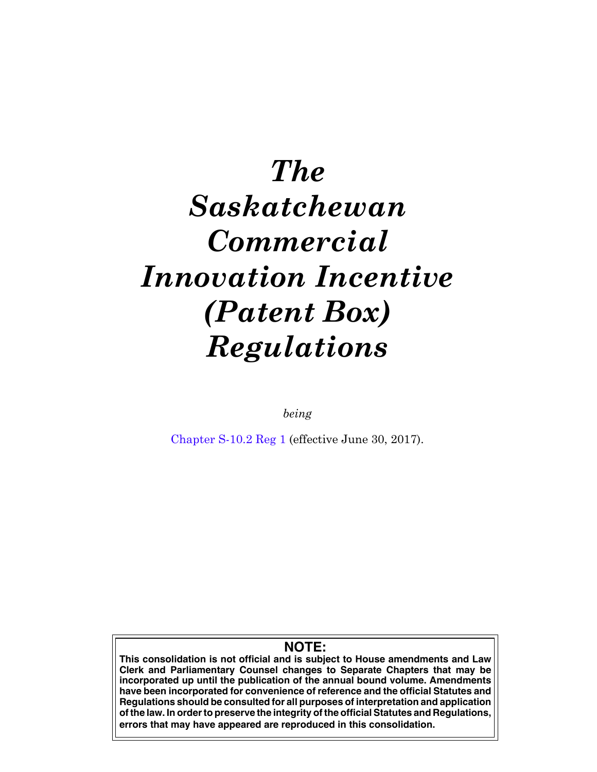# *The Saskatchewan Commercial Innovation Incentive (Patent Box) Regulations*

*being*

Chapter S-10.2 Reg 1 (effective June 30, 2017).

**NOTE:**

**This consolidation is not official and is subject to House amendments and Law Clerk and Parliamentary Counsel changes to Separate Chapters that may be incorporated up until the publication of the annual bound volume. Amendments have been incorporated for convenience of reference and the official Statutes and Regulations should be consulted for all purposes of interpretation and application of the law. In order to preserve the integrity of the official Statutes and Regulations, errors that may have appeared are reproduced in this consolidation.**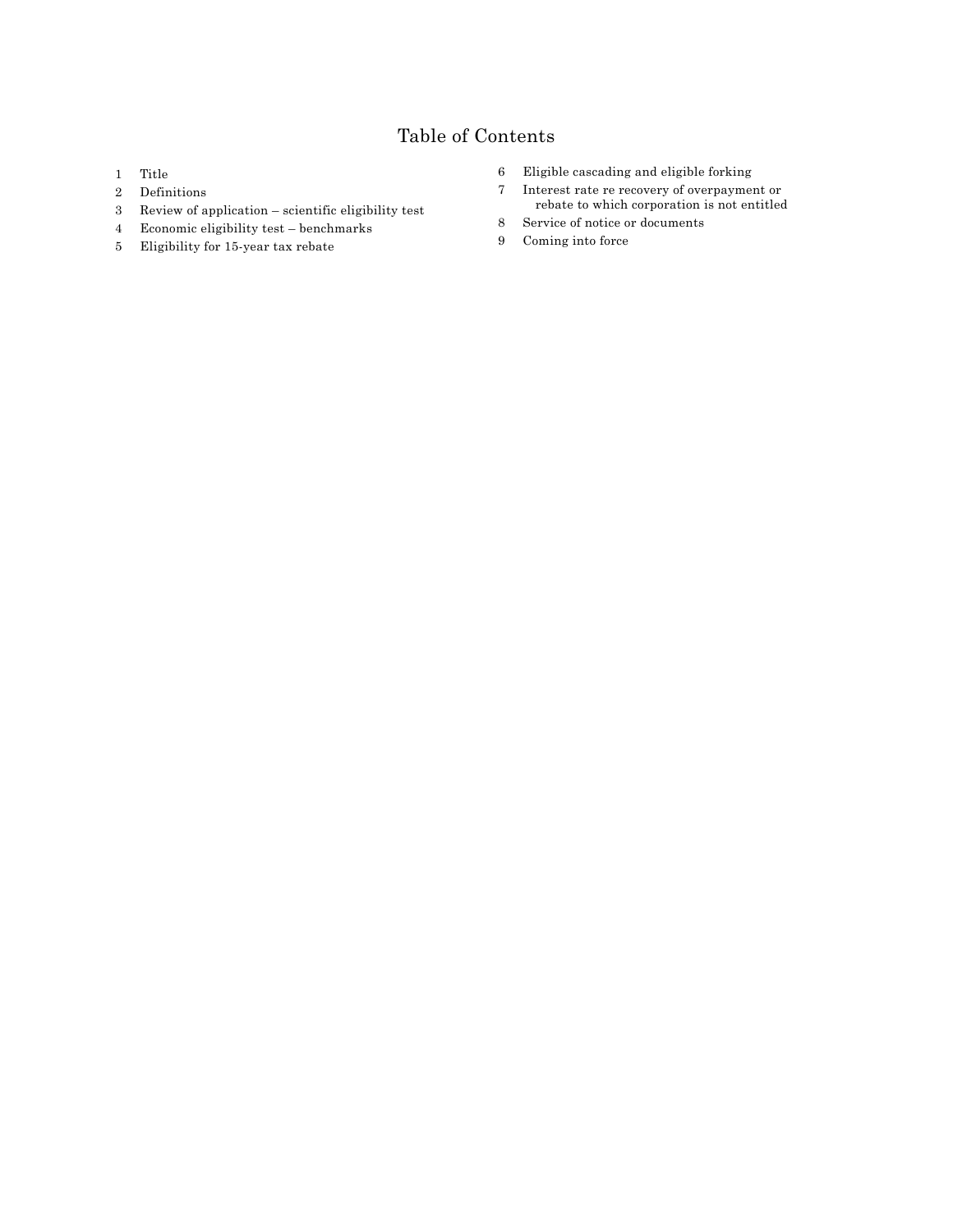# Table of Contents

1 Title
2 Definitions
3 Review of application – scientific eligibility test
4 Economic eligibility test – benchmarks
5 Eligibility for 15-year tax rebate
6 Eligible cascading and eligible forking
7 Interest rate re recovery of overpayment or rebate to which corporation is not entitled
8 Service of notice or documents
9 Coming into force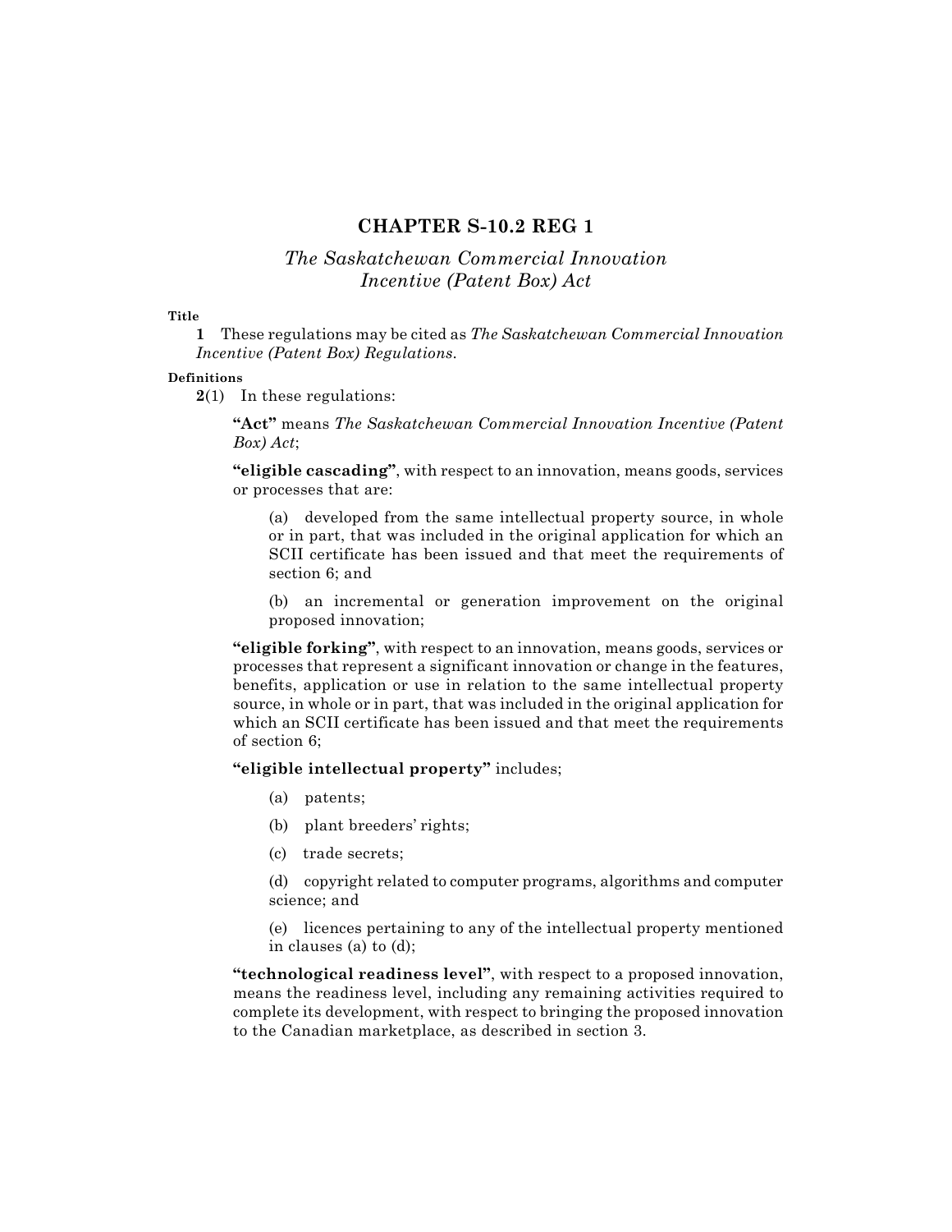# CHAPTER S-10.2 REG 1

## *The Saskatchewan Commercial Innovation Incentive (Patent Box) Act*

**Title**

**1** These regulations may be cited as *The Saskatchewan Commercial Innovation Incentive (Patent Box) Regulations*.

**Definitions**

**2**(1) In these regulations:

**"Act"** means *The Saskatchewan Commercial Innovation Incentive (Patent Box) Act*;

**"eligible cascading"**, with respect to an innovation, means goods, services or processes that are:

(a) developed from the same intellectual property source, in whole or in part, that was included in the original application for which an SCII certificate has been issued and that meet the requirements of section 6; and

(b) an incremental or generation improvement on the original proposed innovation;

**"eligible forking"**, with respect to an innovation, means goods, services or processes that represent a significant innovation or change in the features, benefits, application or use in relation to the same intellectual property source, in whole or in part, that was included in the original application for which an SCII certificate has been issued and that meet the requirements of section 6;

**"eligible intellectual property"** includes;

(a) patents;

(b) plant breeders' rights;

(c) trade secrets;

(d) copyright related to computer programs, algorithms and computer science; and

(e) licences pertaining to any of the intellectual property mentioned in clauses (a) to (d);

**"technological readiness level"**, with respect to a proposed innovation, means the readiness level, including any remaining activities required to complete its development, with respect to bringing the proposed innovation to the Canadian marketplace, as described in section 3.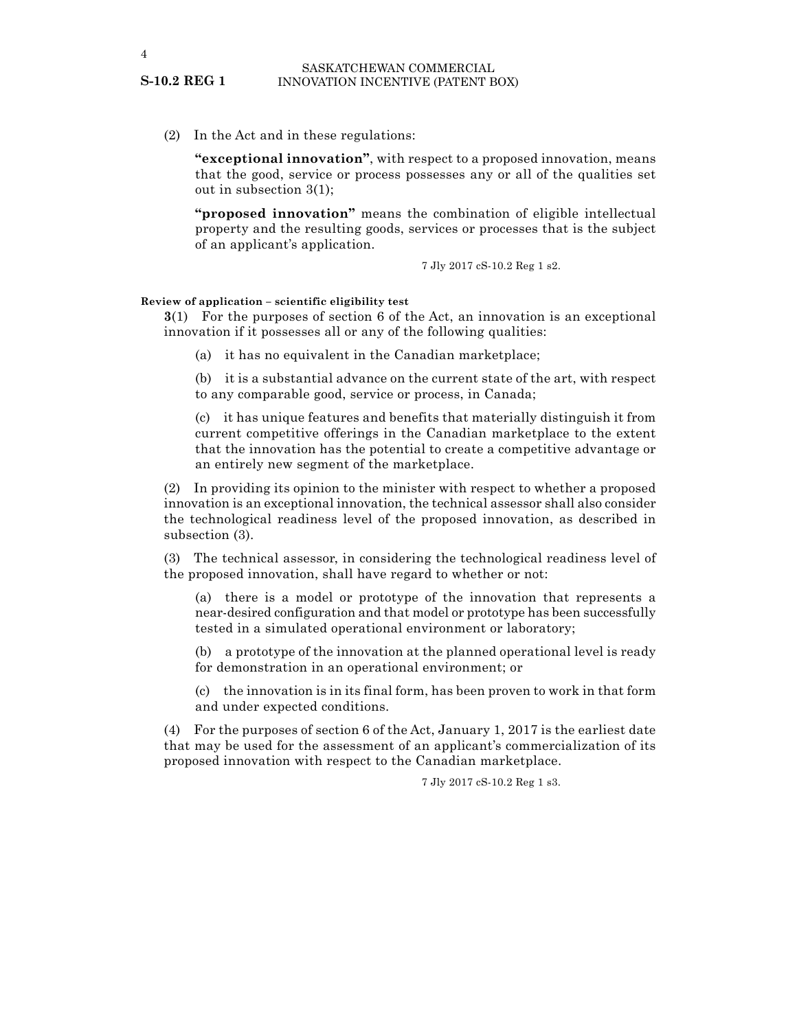(2) In the Act and in these regulations:

**"exceptional innovation"**, with respect to a proposed innovation, means that the good, service or process possesses any or all of the qualities set out in subsection 3(1);

**"proposed innovation"** means the combination of eligible intellectual property and the resulting goods, services or processes that is the subject of an applicant's application.

7 Jly 2017 cS-10.2 Reg 1 s2.

**Review of application – scientific eligibility test**

**3**(1) For the purposes of section 6 of the Act, an innovation is an exceptional innovation if it possesses all or any of the following qualities:

(a) it has no equivalent in the Canadian marketplace;

(b) it is a substantial advance on the current state of the art, with respect to any comparable good, service or process, in Canada;

(c) it has unique features and benefits that materially distinguish it from current competitive offerings in the Canadian marketplace to the extent that the innovation has the potential to create a competitive advantage or an entirely new segment of the marketplace.

(2) In providing its opinion to the minister with respect to whether a proposed innovation is an exceptional innovation, the technical assessor shall also consider the technological readiness level of the proposed innovation, as described in subsection (3).

(3) The technical assessor, in considering the technological readiness level of the proposed innovation, shall have regard to whether or not:

(a) there is a model or prototype of the innovation that represents a near-desired configuration and that model or prototype has been successfully tested in a simulated operational environment or laboratory;

(b) a prototype of the innovation at the planned operational level is ready for demonstration in an operational environment; or

(c) the innovation is in its final form, has been proven to work in that form and under expected conditions.

(4) For the purposes of section 6 of the Act, January 1, 2017 is the earliest date that may be used for the assessment of an applicant's commercialization of its proposed innovation with respect to the Canadian marketplace.

7 Jly 2017 cS-10.2 Reg 1 s3.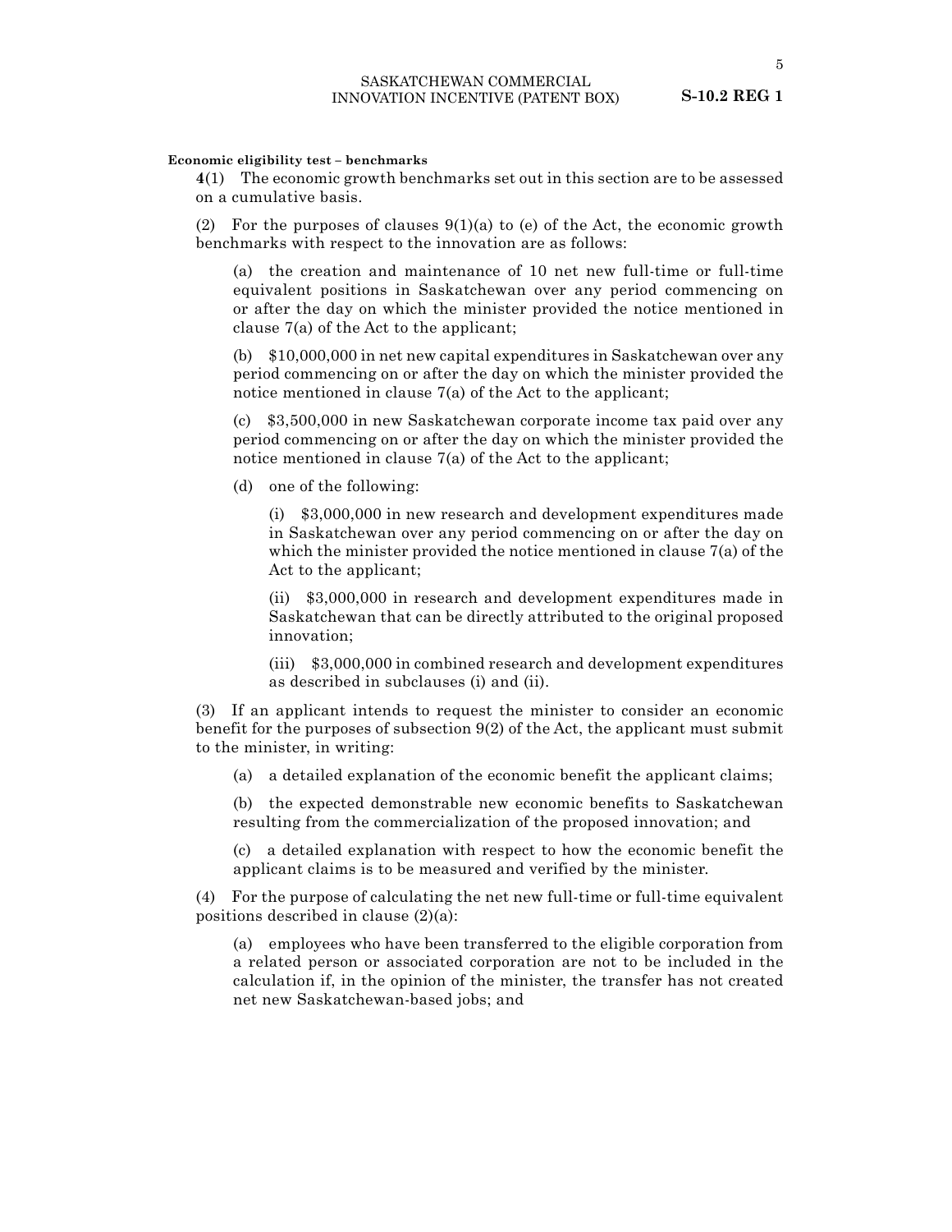**Economic eligibility test – benchmarks**

**4**(1) The economic growth benchmarks set out in this section are to be assessed on a cumulative basis.

(2) For the purposes of clauses 9(1)(a) to (e) of the Act, the economic growth benchmarks with respect to the innovation are as follows:

(a) the creation and maintenance of 10 net new full-time or full-time equivalent positions in Saskatchewan over any period commencing on or after the day on which the minister provided the notice mentioned in clause 7(a) of the Act to the applicant;

(b) $10,000,000 in net new capital expenditures in Saskatchewan over any period commencing on or after the day on which the minister provided the notice mentioned in clause 7(a) of the Act to the applicant;

(c) $3,500,000 in new Saskatchewan corporate income tax paid over any period commencing on or after the day on which the minister provided the notice mentioned in clause 7(a) of the Act to the applicant;

(d) one of the following:

(i) $3,000,000 in new research and development expenditures made in Saskatchewan over any period commencing on or after the day on which the minister provided the notice mentioned in clause 7(a) of the Act to the applicant;

(ii) $3,000,000 in research and development expenditures made in Saskatchewan that can be directly attributed to the original proposed innovation;

(iii) $3,000,000 in combined research and development expenditures as described in subclauses (i) and (ii).

(3) If an applicant intends to request the minister to consider an economic benefit for the purposes of subsection 9(2) of the Act, the applicant must submit to the minister, in writing:

(a) a detailed explanation of the economic benefit the applicant claims;

(b) the expected demonstrable new economic benefits to Saskatchewan resulting from the commercialization of the proposed innovation; and

(c) a detailed explanation with respect to how the economic benefit the applicant claims is to be measured and verified by the minister.

(4) For the purpose of calculating the net new full-time or full-time equivalent positions described in clause (2)(a):

(a) employees who have been transferred to the eligible corporation from a related person or associated corporation are not to be included in the calculation if, in the opinion of the minister, the transfer has not created net new Saskatchewan-based jobs; and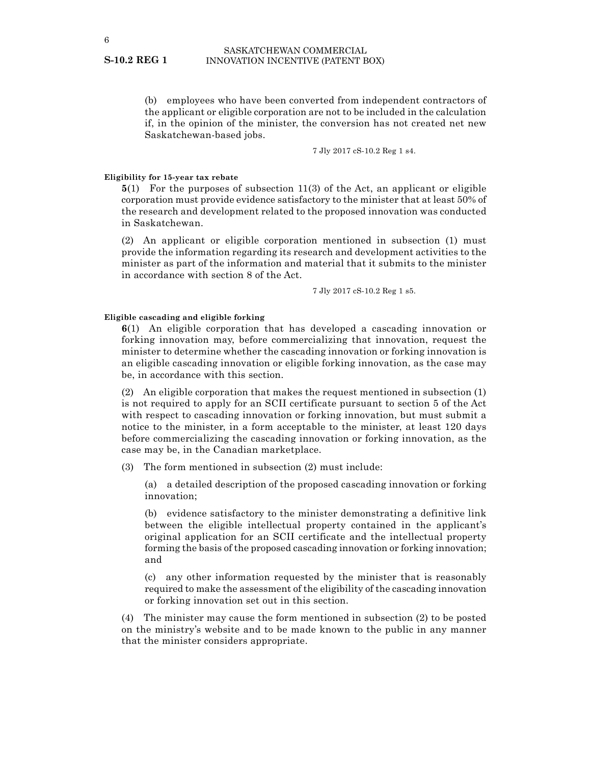(b) employees who have been converted from independent contractors of the applicant or eligible corporation are not to be included in the calculation if, in the opinion of the minister, the conversion has not created net new Saskatchewan-based jobs.

7 Jly 2017 cS-10.2 Reg 1 s4.

**Eligibility for 15-year tax rebate**

**5**(1) For the purposes of subsection 11(3) of the Act, an applicant or eligible corporation must provide evidence satisfactory to the minister that at least 50% of the research and development related to the proposed innovation was conducted in Saskatchewan.

(2) An applicant or eligible corporation mentioned in subsection (1) must provide the information regarding its research and development activities to the minister as part of the information and material that it submits to the minister in accordance with section 8 of the Act.

7 Jly 2017 cS-10.2 Reg 1 s5.

**Eligible cascading and eligible forking**

**6**(1) An eligible corporation that has developed a cascading innovation or forking innovation may, before commercializing that innovation, request the minister to determine whether the cascading innovation or forking innovation is an eligible cascading innovation or eligible forking innovation, as the case may be, in accordance with this section.

(2) An eligible corporation that makes the request mentioned in subsection (1) is not required to apply for an SCII certificate pursuant to section 5 of the Act with respect to cascading innovation or forking innovation, but must submit a notice to the minister, in a form acceptable to the minister, at least 120 days before commercializing the cascading innovation or forking innovation, as the case may be, in the Canadian marketplace.

(3) The form mentioned in subsection (2) must include:

(a) a detailed description of the proposed cascading innovation or forking innovation;

(b) evidence satisfactory to the minister demonstrating a definitive link between the eligible intellectual property contained in the applicant's original application for an SCII certificate and the intellectual property forming the basis of the proposed cascading innovation or forking innovation; and

(c) any other information requested by the minister that is reasonably required to make the assessment of the eligibility of the cascading innovation or forking innovation set out in this section.

(4) The minister may cause the form mentioned in subsection (2) to be posted on the ministry's website and to be made known to the public in any manner that the minister considers appropriate.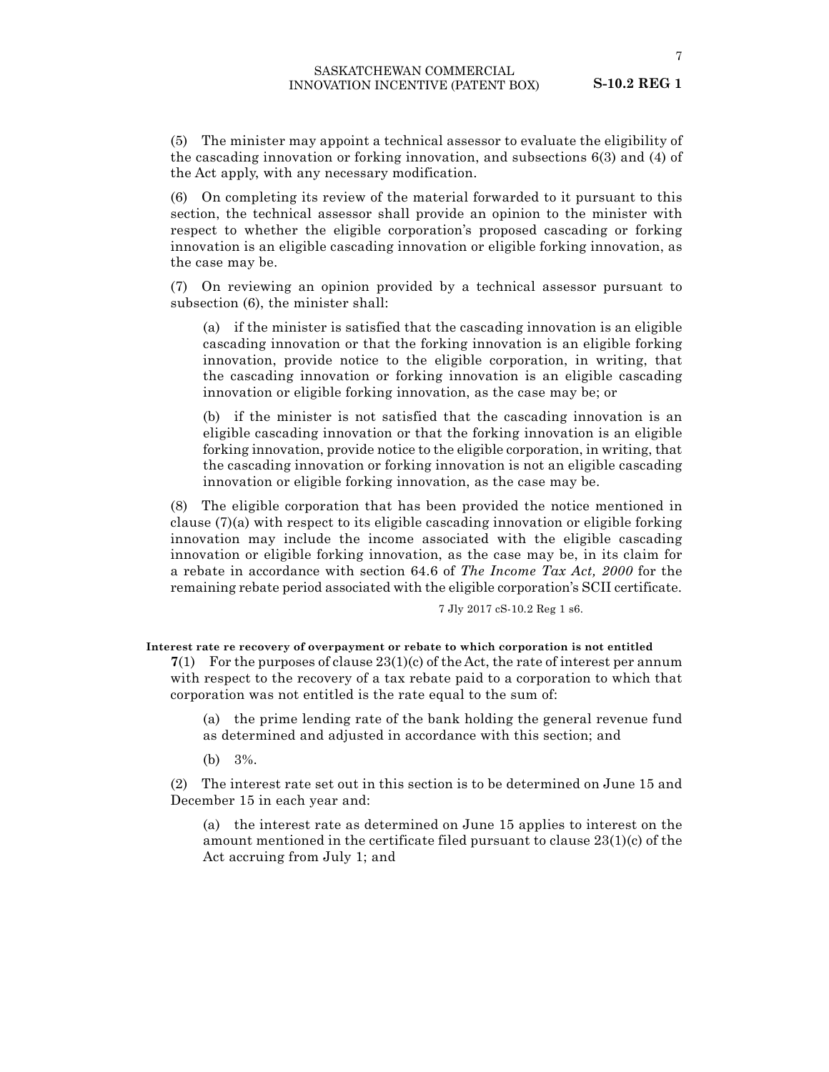(5) The minister may appoint a technical assessor to evaluate the eligibility of the cascading innovation or forking innovation, and subsections 6(3) and (4) of the Act apply, with any necessary modification.

(6) On completing its review of the material forwarded to it pursuant to this section, the technical assessor shall provide an opinion to the minister with respect to whether the eligible corporation's proposed cascading or forking innovation is an eligible cascading innovation or eligible forking innovation, as the case may be.

(7) On reviewing an opinion provided by a technical assessor pursuant to subsection (6), the minister shall:

(a) if the minister is satisfied that the cascading innovation is an eligible cascading innovation or that the forking innovation is an eligible forking innovation, provide notice to the eligible corporation, in writing, that the cascading innovation or forking innovation is an eligible cascading innovation or eligible forking innovation, as the case may be; or

(b) if the minister is not satisfied that the cascading innovation is an eligible cascading innovation or that the forking innovation is an eligible forking innovation, provide notice to the eligible corporation, in writing, that the cascading innovation or forking innovation is not an eligible cascading innovation or eligible forking innovation, as the case may be.

(8) The eligible corporation that has been provided the notice mentioned in clause (7)(a) with respect to its eligible cascading innovation or eligible forking innovation may include the income associated with the eligible cascading innovation or eligible forking innovation, as the case may be, in its claim for a rebate in accordance with section 64.6 of *The Income Tax Act, 2000* for the remaining rebate period associated with the eligible corporation's SCII certificate.

7 Jly 2017 cS-10.2 Reg 1 s6.

**Interest rate re recovery of overpayment or rebate to which corporation is not entitled**

**7**(1) For the purposes of clause 23(1)(c) of the Act, the rate of interest per annum with respect to the recovery of a tax rebate paid to a corporation to which that corporation was not entitled is the rate equal to the sum of:

(a) the prime lending rate of the bank holding the general revenue fund as determined and adjusted in accordance with this section; and

(b) 3%.

(2) The interest rate set out in this section is to be determined on June 15 and December 15 in each year and:

(a) the interest rate as determined on June 15 applies to interest on the amount mentioned in the certificate filed pursuant to clause 23(1)(c) of the Act accruing from July 1; and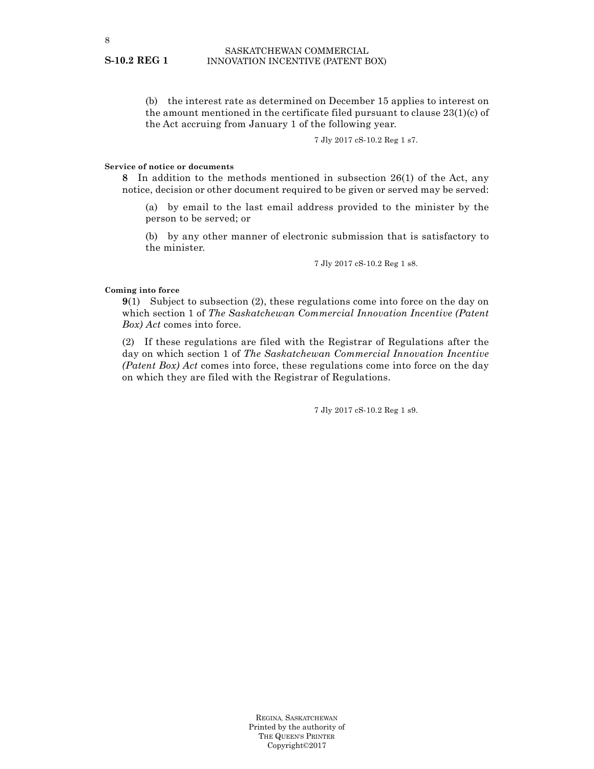(b) the interest rate as determined on December 15 applies to interest on the amount mentioned in the certificate filed pursuant to clause 23(1)(c) of the Act accruing from January 1 of the following year.

7 Jly 2017 cS-10.2 Reg 1 s7.

**Service of notice or documents**

**8** In addition to the methods mentioned in subsection 26(1) of the Act, any notice, decision or other document required to be given or served may be served:

(a) by email to the last email address provided to the minister by the person to be served; or

(b) by any other manner of electronic submission that is satisfactory to the minister.

7 Jly 2017 cS-10.2 Reg 1 s8.

**Coming into force**

**9**(1) Subject to subsection (2), these regulations come into force on the day on which section 1 of *The Saskatchewan Commercial Innovation Incentive (Patent Box) Act* comes into force.

(2) If these regulations are filed with the Registrar of Regulations after the day on which section 1 of *The Saskatchewan Commercial Innovation Incentive (Patent Box) Act* comes into force, these regulations come into force on the day on which they are filed with the Registrar of Regulations.

7 Jly 2017 cS-10.2 Reg 1 s9.

Regina, Saskatchewan
Printed by the authority of
The Queen's Printer
Copyright©2017